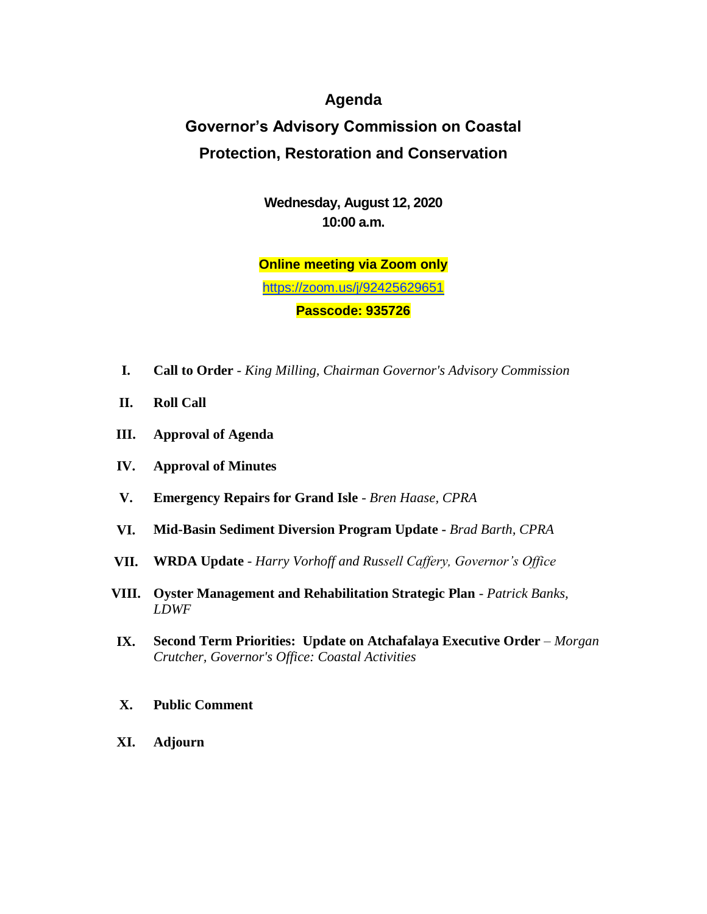# Agenda

## Governor's Advisory Commission on Coastal Protection, Restoration and Conservation

**Wednesday, August 12, 2020**
**10:00 a.m.**

**Online meeting via Zoom only**

https://zoom.us/j/92425629651

**Passcode: 935726**

I. **Call to Order** - *King Milling, Chairman Governor's Advisory Commission*

II. **Roll Call**

III. **Approval of Agenda**

IV. **Approval of Minutes**

V. **Emergency Repairs for Grand Isle** - *Bren Haase, CPRA*

VI. **Mid-Basin Sediment Diversion Program Update** - *Brad Barth, CPRA*

VII. **WRDA Update** - *Harry Vorhoff and Russell Caffery, Governor's Office*

VIII. **Oyster Management and Rehabilitation Strategic Plan** - *Patrick Banks, LDWF*

IX. **Second Term Priorities: Update on Atchafalaya Executive Order** – *Morgan Crutcher, Governor's Office: Coastal Activities*

X. **Public Comment**

XI. **Adjourn**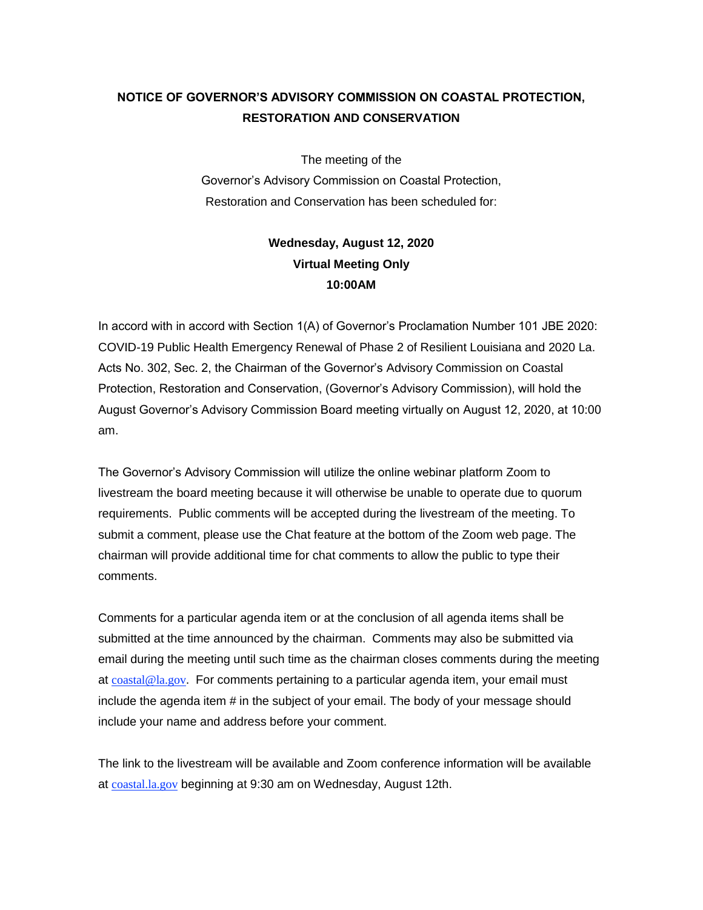**NOTICE OF GOVERNOR'S ADVISORY COMMISSION ON COASTAL PROTECTION, RESTORATION AND CONSERVATION**

The meeting of the
Governor's Advisory Commission on Coastal Protection,
Restoration and Conservation has been scheduled for:

**Wednesday, August 12, 2020**
**Virtual Meeting Only**
**10:00AM**

In accord with in accord with Section 1(A) of Governor's Proclamation Number 101 JBE 2020: COVID-19 Public Health Emergency Renewal of Phase 2 of Resilient Louisiana and 2020 La. Acts No. 302, Sec. 2, the Chairman of the Governor's Advisory Commission on Coastal Protection, Restoration and Conservation, (Governor's Advisory Commission), will hold the August Governor's Advisory Commission Board meeting virtually on August 12, 2020, at 10:00 am.

The Governor's Advisory Commission will utilize the online webinar platform Zoom to livestream the board meeting because it will otherwise be unable to operate due to quorum requirements. Public comments will be accepted during the livestream of the meeting. To submit a comment, please use the Chat feature at the bottom of the Zoom web page. The chairman will provide additional time for chat comments to allow the public to type their comments.

Comments for a particular agenda item or at the conclusion of all agenda items shall be submitted at the time announced by the chairman. Comments may also be submitted via email during the meeting until such time as the chairman closes comments during the meeting at coastal@la.gov. For comments pertaining to a particular agenda item, your email must include the agenda item # in the subject of your email. The body of your message should include your name and address before your comment.

The link to the livestream will be available and Zoom conference information will be available at coastal.la.gov beginning at 9:30 am on Wednesday, August 12th.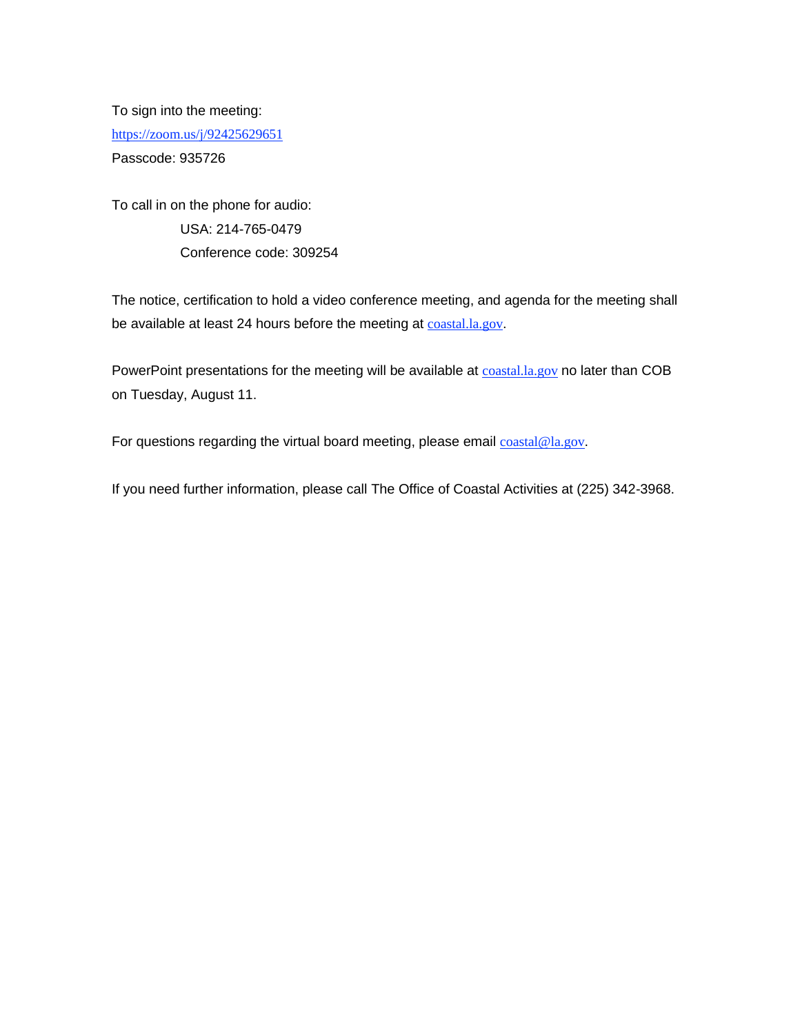To sign into the meeting:
https://zoom.us/j/92425629651
Passcode: 935726

To call in on the phone for audio:

USA: 214-765-0479
Conference code: 309254

The notice, certification to hold a video conference meeting, and agenda for the meeting shall be available at least 24 hours before the meeting at coastal.la.gov.

PowerPoint presentations for the meeting will be available at coastal.la.gov no later than COB on Tuesday, August 11.

For questions regarding the virtual board meeting, please email coastal@la.gov.

If you need further information, please call The Office of Coastal Activities at (225) 342-3968.